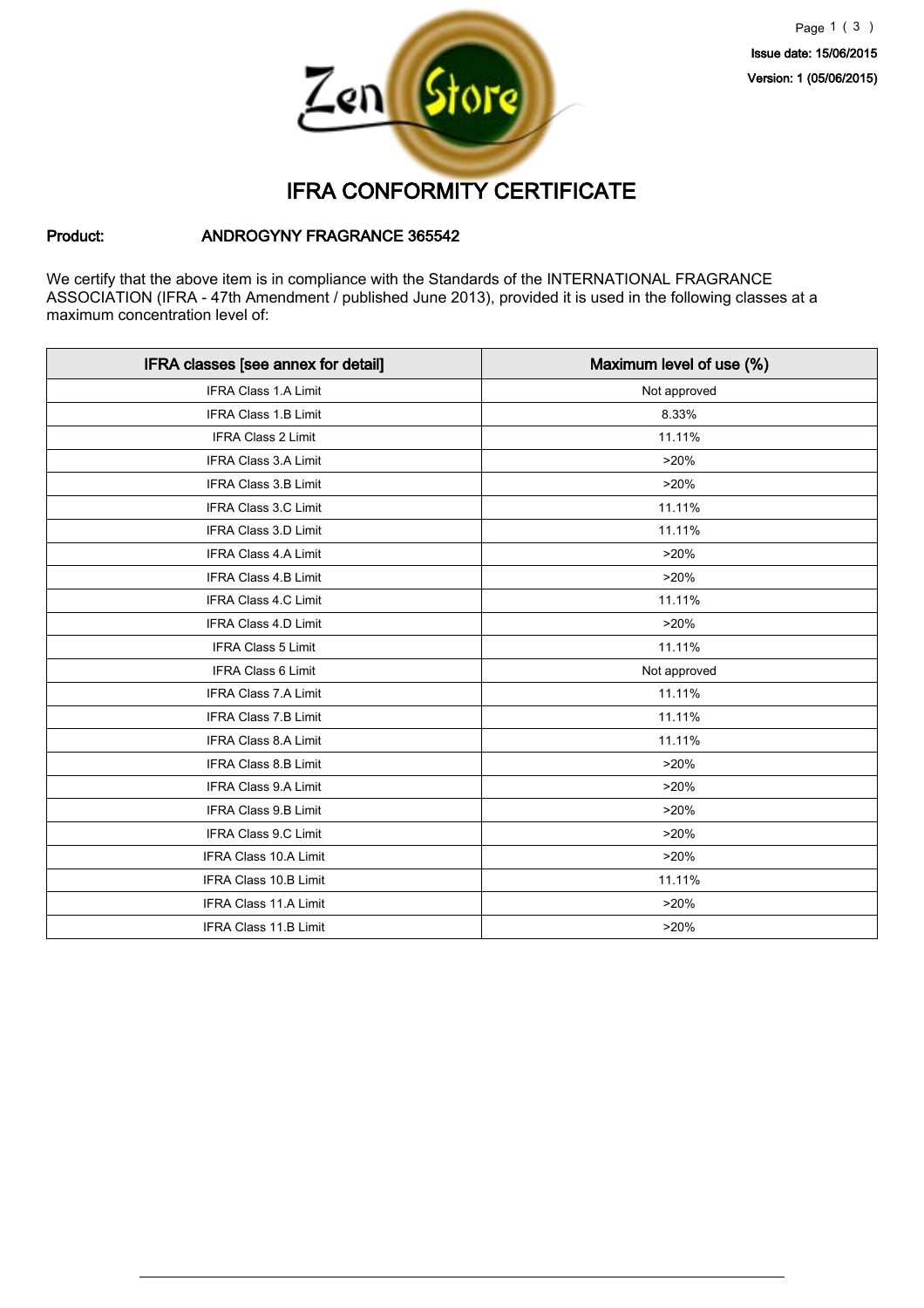Issue date: 15/06/2015

Version: 1 (05/06/2015)

# IFRA CONFORMITY CERTIFICATE

**Product:** **ANDROGYNY FRAGRANCE 365542**

We certify that the above item is in compliance with the Standards of the INTERNATIONAL FRAGRANCE ASSOCIATION (IFRA - 47th Amendment / published June 2013), provided it is used in the following classes at a maximum concentration level of:

| IFRA classes [see annex for detail] | Maximum level of use (%) |
|---|---|
| IFRA Class 1.A Limit | Not approved |
| IFRA Class 1.B Limit | 8.33% |
| IFRA Class 2 Limit | 11.11% |
| IFRA Class 3.A Limit | >20% |
| IFRA Class 3.B Limit | >20% |
| IFRA Class 3.C Limit | 11.11% |
| IFRA Class 3.D Limit | 11.11% |
| IFRA Class 4.A Limit | >20% |
| IFRA Class 4.B Limit | >20% |
| IFRA Class 4.C Limit | 11.11% |
| IFRA Class 4.D Limit | >20% |
| IFRA Class 5 Limit | 11.11% |
| IFRA Class 6 Limit | Not approved |
| IFRA Class 7.A Limit | 11.11% |
| IFRA Class 7.B Limit | 11.11% |
| IFRA Class 8.A Limit | 11.11% |
| IFRA Class 8.B Limit | >20% |
| IFRA Class 9.A Limit | >20% |
| IFRA Class 9.B Limit | >20% |
| IFRA Class 9.C Limit | >20% |
| IFRA Class 10.A Limit | >20% |
| IFRA Class 10.B Limit | 11.11% |
| IFRA Class 11.A Limit | >20% |
| IFRA Class 11.B Limit | >20% |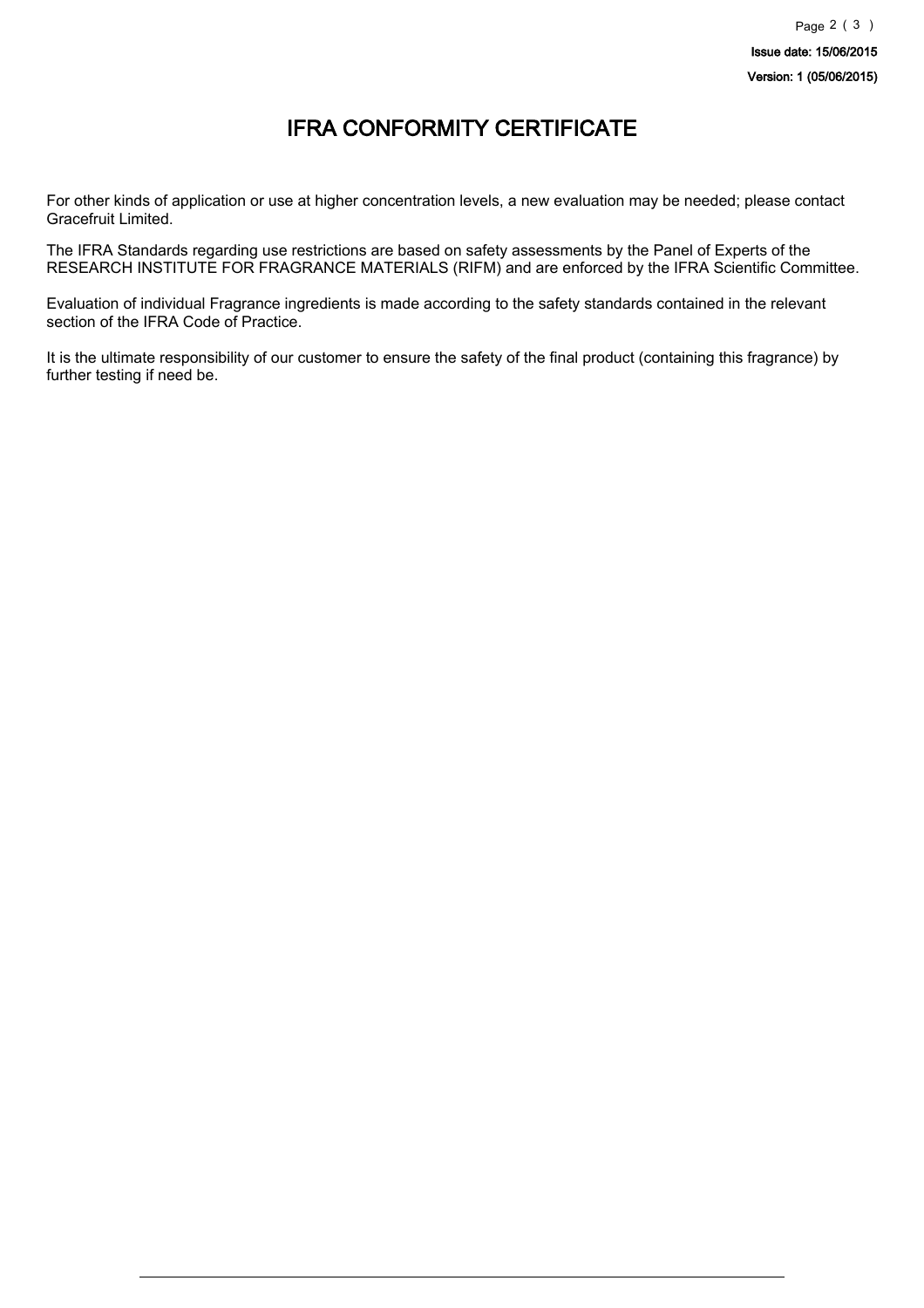# IFRA CONFORMITY CERTIFICATE

For other kinds of application or use at higher concentration levels, a new evaluation may be needed; please contact Gracefruit Limited.

The IFRA Standards regarding use restrictions are based on safety assessments by the Panel of Experts of the RESEARCH INSTITUTE FOR FRAGRANCE MATERIALS (RIFM) and are enforced by the IFRA Scientific Committee.

Evaluation of individual Fragrance ingredients is made according to the safety standards contained in the relevant section of the IFRA Code of Practice.

It is the ultimate responsibility of our customer to ensure the safety of the final product (containing this fragrance) by further testing if need be.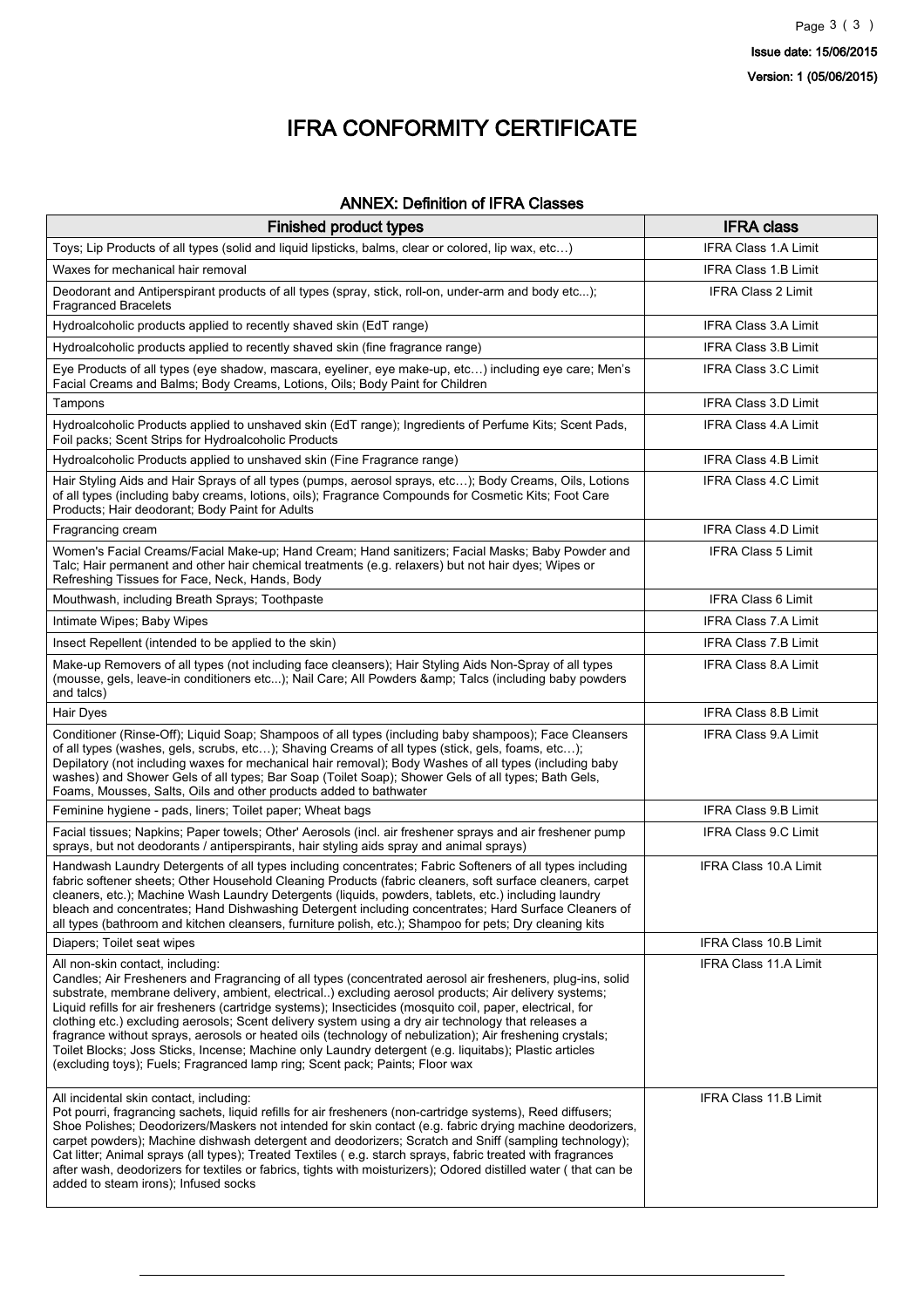Issue date: 15/06/2015

Version: 1 (05/06/2015)

# IFRA CONFORMITY CERTIFICATE

## ANNEX: Definition of IFRA Classes

| Finished product types | IFRA class |
| --- | --- |
| Toys; Lip Products of all types (solid and liquid lipsticks, balms, clear or colored, lip wax, etc…) | IFRA Class 1.A Limit |
| Waxes for mechanical hair removal | IFRA Class 1.B Limit |
| Deodorant and Antiperspirant products of all types (spray, stick, roll-on, under-arm and body etc...); Fragranced Bracelets | IFRA Class 2 Limit |
| Hydroalcoholic products applied to recently shaved skin (EdT range) | IFRA Class 3.A Limit |
| Hydroalcoholic products applied to recently shaved skin (fine fragrance range) | IFRA Class 3.B Limit |
| Eye Products of all types (eye shadow, mascara, eyeliner, eye make-up, etc…) including eye care; Men's Facial Creams and Balms; Body Creams, Lotions, Oils; Body Paint for Children | IFRA Class 3.C Limit |
| Tampons | IFRA Class 3.D Limit |
| Hydroalcoholic Products applied to unshaved skin (EdT range); Ingredients of Perfume Kits; Scent Pads, Foil packs; Scent Strips for Hydroalcoholic Products | IFRA Class 4.A Limit |
| Hydroalcoholic Products applied to unshaved skin (Fine Fragrance range) | IFRA Class 4.B Limit |
| Hair Styling Aids and Hair Sprays of all types (pumps, aerosol sprays, etc…); Body Creams, Oils, Lotions of all types (including baby creams, lotions, oils); Fragrance Compounds for Cosmetic Kits; Foot Care Products; Hair deodorant; Body Paint for Adults | IFRA Class 4.C Limit |
| Fragrancing cream | IFRA Class 4.D Limit |
| Women's Facial Creams/Facial Make-up; Hand Cream; Hand sanitizers; Facial Masks; Baby Powder and Talc; Hair permanent and other hair chemical treatments (e.g. relaxers) but not hair dyes; Wipes or Refreshing Tissues for Face, Neck, Hands, Body | IFRA Class 5 Limit |
| Mouthwash, including Breath Sprays; Toothpaste | IFRA Class 6 Limit |
| Intimate Wipes; Baby Wipes | IFRA Class 7.A Limit |
| Insect Repellent (intended to be applied to the skin) | IFRA Class 7.B Limit |
| Make-up Removers of all types (not including face cleansers); Hair Styling Aids Non-Spray of all types (mousse, gels, leave-in conditioners etc...); Nail Care; All Powders &amp; Talcs (including baby powders and talcs) | IFRA Class 8.A Limit |
| Hair Dyes | IFRA Class 8.B Limit |
| Conditioner (Rinse-Off); Liquid Soap; Shampoos of all types (including baby shampoos); Face Cleansers of all types (washes, gels, scrubs, etc…); Shaving Creams of all types (stick, gels, foams, etc…); Depilatory (not including waxes for mechanical hair removal); Body Washes of all types (including baby washes) and Shower Gels of all types; Bar Soap (Toilet Soap); Shower Gels of all types; Bath Gels, Foams, Mousses, Salts, Oils and other products added to bathwater | IFRA Class 9.A Limit |
| Feminine hygiene - pads, liners; Toilet paper; Wheat bags | IFRA Class 9.B Limit |
| Facial tissues; Napkins; Paper towels; Other' Aerosols (incl. air freshener sprays and air freshener pump sprays, but not deodorants / antiperspirants, hair styling aids spray and animal sprays) | IFRA Class 9.C Limit |
| Handwash Laundry Detergents of all types including concentrates; Fabric Softeners of all types including fabric softener sheets; Other Household Cleaning Products (fabric cleaners, soft surface cleaners, carpet cleaners, etc.); Machine Wash Laundry Detergents (liquids, powders, tablets, etc.) including laundry bleach and concentrates; Hand Dishwashing Detergent including concentrates; Hard Surface Cleaners of all types (bathroom and kitchen cleansers, furniture polish, etc.); Shampoo for pets; Dry cleaning kits | IFRA Class 10.A Limit |
| Diapers; Toilet seat wipes | IFRA Class 10.B Limit |
| All non-skin contact, including: Candles; Air Fresheners and Fragrancing of all types (concentrated aerosol air fresheners, plug-ins, solid substrate, membrane delivery, ambient, electrical..) excluding aerosol products; Air delivery systems; Liquid refills for air fresheners (cartridge systems); Insecticides (mosquito coil, paper, electrical, for clothing etc.) excluding aerosols; Scent delivery system using a dry air technology that releases a fragrance without sprays, aerosols or heated oils (technology of nebulization); Air freshening crystals; Toilet Blocks; Joss Sticks, Incense; Machine only Laundry detergent (e.g. liquitabs); Plastic articles (excluding toys); Fuels; Fragranced lamp ring; Scent pack; Paints; Floor wax | IFRA Class 11.A Limit |
| All incidental skin contact, including: Pot pourri, fragrancing sachets, liquid refills for air fresheners (non-cartridge systems), Reed diffusers; Shoe Polishes; Deodorizers/Maskers not intended for skin contact (e.g. fabric drying machine deodorizers, carpet powders); Machine dishwash detergent and deodorizers; Scratch and Sniff (sampling technology); Cat litter; Animal sprays (all types); Treated Textiles ( e.g. starch sprays, fabric treated with fragrances after wash, deodorizers for textiles or fabrics, tights with moisturizers); Odored distilled water ( that can be added to steam irons); Infused socks | IFRA Class 11.B Limit |